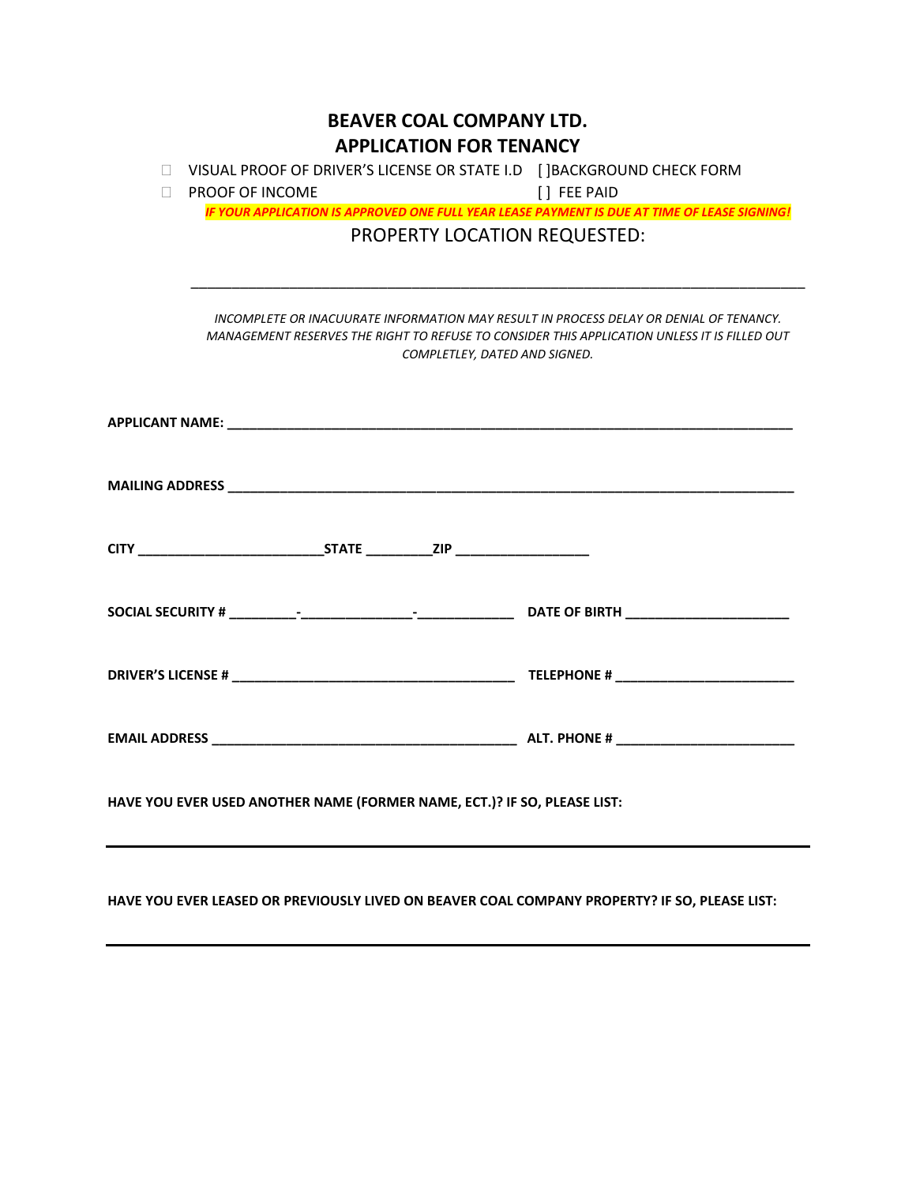# BEAVER COAL COMPANY LTD.
## APPLICATION FOR TENANCY

- ☐ VISUAL PROOF OF DRIVER'S LICENSE OR STATE I.D [ ]BACKGROUND CHECK FORM
- ☐ PROOF OF INCOME [ ] FEE PAID

***IF YOUR APPLICATION IS APPROVED ONE FULL YEAR LEASE PAYMENT IS DUE AT TIME OF LEASE SIGNING!***

PROPERTY LOCATION REQUESTED:

_______________________________________________________________________________

*INCOMPLETE OR INACUURATE INFORMATION MAY RESULT IN PROCESS DELAY OR DENIAL OF TENANCY. MANAGEMENT RESERVES THE RIGHT TO REFUSE TO CONSIDER THIS APPLICATION UNLESS IT IS FILLED OUT COMPLETLEY, DATED AND SIGNED.*

**APPLICANT NAME:** _______________________________________________________________________________

**MAILING ADDRESS** _______________________________________________________________________________

**CITY** _________________________**STATE** _________**ZIP** __________________

**SOCIAL SECURITY #** _________-________________-_____________ **DATE OF BIRTH** ______________________

**DRIVER'S LICENSE #** ______________________________________ **TELEPHONE #** ________________________

**EMAIL ADDRESS** __________________________________________ **ALT. PHONE #** ________________________

**HAVE YOU EVER USED ANOTHER NAME (FORMER NAME, ECT.)? IF SO, PLEASE LIST:**

_______________________________________________________________________________

**HAVE YOU EVER LEASED OR PREVIOUSLY LIVED ON BEAVER COAL COMPANY PROPERTY? IF SO, PLEASE LIST:**

_______________________________________________________________________________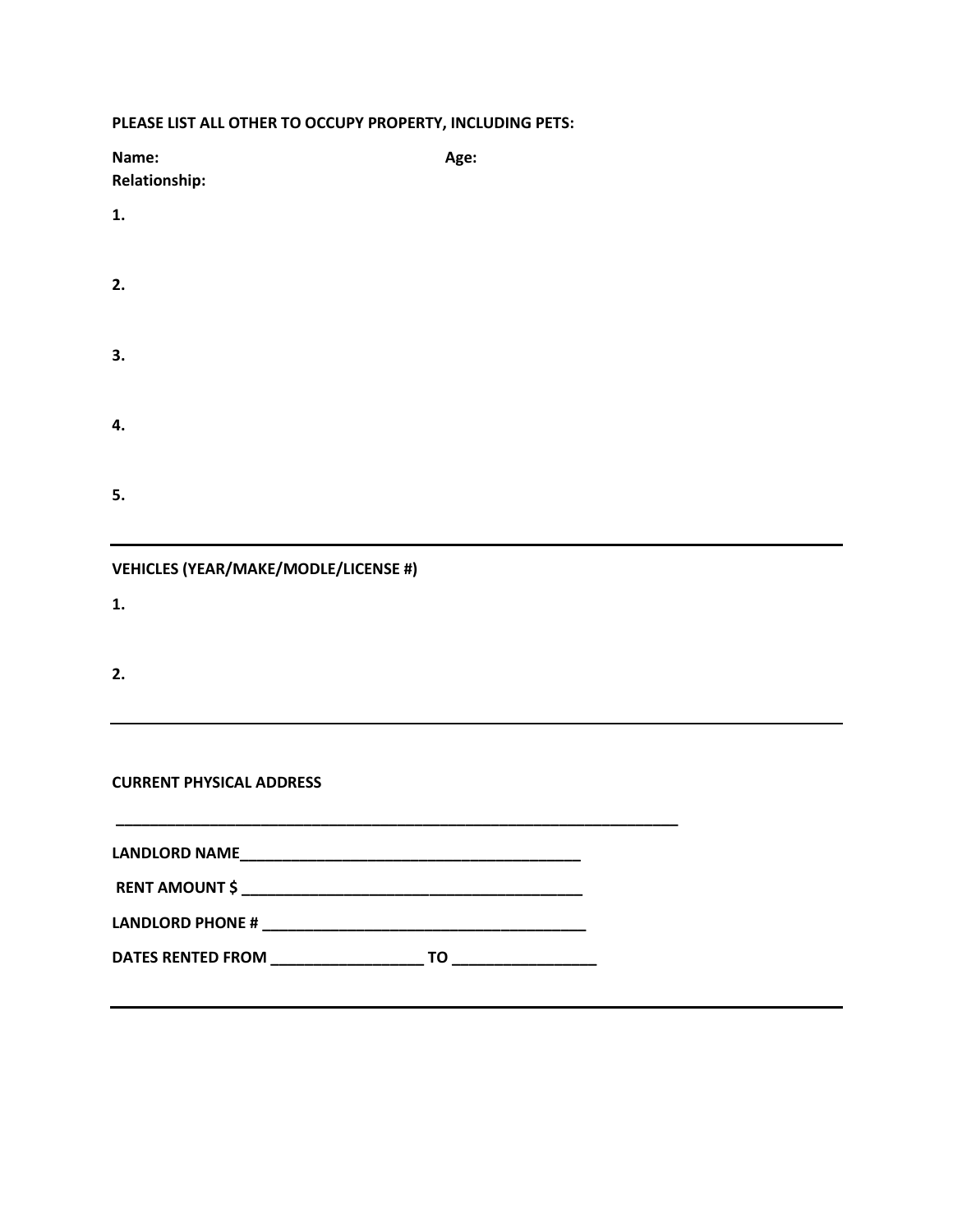**PLEASE LIST ALL OTHER TO OCCUPY PROPERTY, INCLUDING PETS:**

**Name:** **Age:**
**Relationship:**

**1.**

**2.**

**3.**

**4.**

**5.**

---

**VEHICLES (YEAR/MAKE/MODLE/LICENSE #)**

**1.**

**2.**

---

**CURRENT PHYSICAL ADDRESS**

**______________________________________________________________________**

**LANDLORD NAME__________________________________________**

**RENT AMOUNT $ __________________________________________**

**LANDLORD PHONE # _______________________________________**

**DATES RENTED FROM ___________________ TO __________________**

---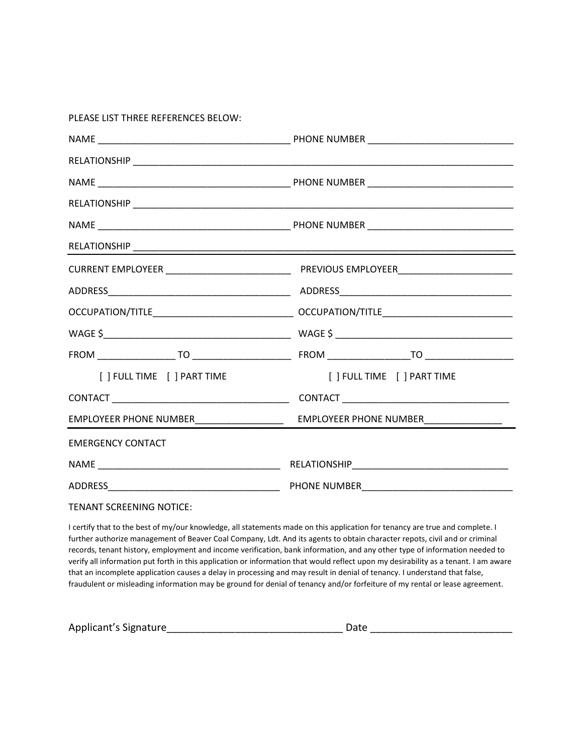PLEASE LIST THREE REFERENCES BELOW:

NAME ____________________________________ PHONE NUMBER ___________________________

RELATIONSHIP ________________________________________________________________________

NAME ____________________________________ PHONE NUMBER ___________________________

RELATIONSHIP ________________________________________________________________________

NAME ____________________________________ PHONE NUMBER ___________________________

RELATIONSHIP ________________________________________________________________________

---

| | |
|---|---|
| CURRENT EMPLOYEER ________________________ | PREVIOUS EMPLOYEER______________________ |
| ADDRESS___________________________________ | ADDRESS_________________________________ |
| OCCUPATION/TITLE__________________________ | OCCUPATION/TITLE________________________ |
| WAGE $____________________________________ | WAGE $ _________________________________ |
| FROM _______________ TO __________________ | FROM _______________TO ________________ |
| [ ] FULL TIME [ ] PART TIME | [ ] FULL TIME [ ] PART TIME |
| CONTACT __________________________________ | CONTACT ________________________________ |
| EMPLOYEER PHONE NUMBER_________________ | EMPLOYEER PHONE NUMBER_______________ |

---

EMERGENCY CONTACT

NAME ___________________________________ RELATIONSHIP_____________________________

ADDRESS_________________________________ PHONE NUMBER____________________________

TENANT SCREENING NOTICE:

I certify that to the best of my/our knowledge, all statements made on this application for tenancy are true and complete. I further authorize management of Beaver Coal Company, Ldt. And its agents to obtain character repots, civil and or criminal records, tenant history, employment and income verification, bank information, and any other type of information needed to verify all information put forth in this application or information that would reflect upon my desirability as a tenant. I am aware that an incomplete application causes a delay in processing and may result in denial of tenancy. I understand that false, fraudulent or misleading information may be ground for denial of tenancy and/or forfeiture of my rental or lease agreement.

Applicant's Signature_______________________________ Date ________________________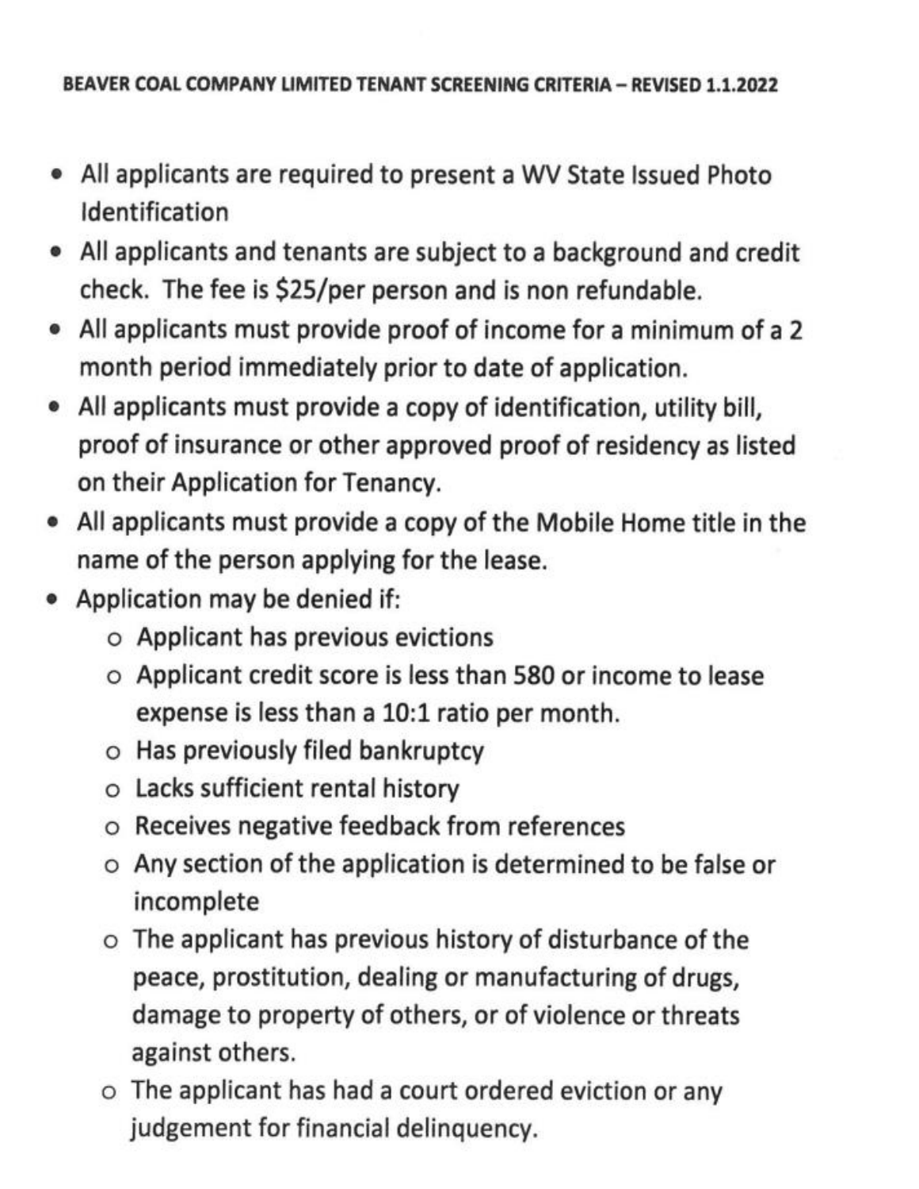**BEAVER COAL COMPANY LIMITED TENANT SCREENING CRITERIA – REVISED 1.1.2022**

- All applicants are required to present a WV State Issued Photo Identification
- All applicants and tenants are subject to a background and credit check. The fee is $25/per person and is non refundable.
- All applicants must provide proof of income for a minimum of a 2 month period immediately prior to date of application.
- All applicants must provide a copy of identification, utility bill, proof of insurance or other approved proof of residency as listed on their Application for Tenancy.
- All applicants must provide a copy of the Mobile Home title in the name of the person applying for the lease.
- Application may be denied if:
    - Applicant has previous evictions
    - Applicant credit score is less than 580 or income to lease expense is less than a 10:1 ratio per month.
    - Has previously filed bankruptcy
    - Lacks sufficient rental history
    - Receives negative feedback from references
    - Any section of the application is determined to be false or incomplete
    - The applicant has previous history of disturbance of the peace, prostitution, dealing or manufacturing of drugs, damage to property of others, or of violence or threats against others.
    - The applicant has had a court ordered eviction or any judgement for financial delinquency.